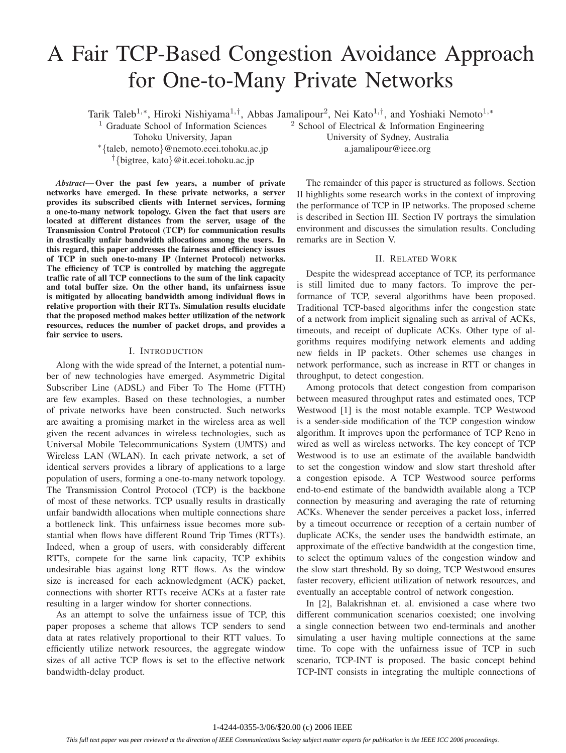# A Fair TCP-Based Congestion Avoidance Approach for One-to-Many Private Networks

Tarik Taleb[1,*], Hiroki Nishiyama[1,†], Abbas Jamalipour[2], Nei Kato[1,†], and Yoshiaki Nemoto[1,*]

[1] Graduate School of Information Sciences
Tohoku University, Japan
*{taleb, nemoto}@nemoto.ecei.tohoku.ac.jp
†{bigtree, kato}@it.ecei.tohoku.ac.jp

[2] School of Electrical & Information Engineering
University of Sydney, Australia
a.jamalipour@ieee.org

***Abstract*— Over the past few years, a number of private networks have emerged. In these private networks, a server provides its subscribed clients with Internet services, forming a one-to-many network topology. Given the fact that users are located at different distances from the server, usage of the Transmission Control Protocol (TCP) for communication results in drastically unfair bandwidth allocations among the users. In this regard, this paper addresses the fairness and efficiency issues of TCP in such one-to-many IP (Internet Protocol) networks. The efficiency of TCP is controlled by matching the aggregate traffic rate of all TCP connections to the sum of the link capacity and total buffer size. On the other hand, its unfairness issue is mitigated by allocating bandwidth among individual flows in relative proportion with their RTTs. Simulation results elucidate that the proposed method makes better utilization of the network resources, reduces the number of packet drops, and provides a fair service to users.**

## I. Introduction

Along with the wide spread of the Internet, a potential number of new technologies have emerged. Asymmetric Digital Subscriber Line (ADSL) and Fiber To The Home (FTTH) are few examples. Based on these technologies, a number of private networks have been constructed. Such networks are awaiting a promising market in the wireless area as well given the recent advances in wireless technologies, such as Universal Mobile Telecommunications System (UMTS) and Wireless LAN (WLAN). In each private network, a set of identical servers provides a library of applications to a large population of users, forming a one-to-many network topology. The Transmission Control Protocol (TCP) is the backbone of most of these networks. TCP usually results in drastically unfair bandwidth allocations when multiple connections share a bottleneck link. This unfairness issue becomes more substantial when flows have different Round Trip Times (RTTs). Indeed, when a group of users, with considerably different RTTs, compete for the same link capacity, TCP exhibits undesirable bias against long RTT flows. As the window size is increased for each acknowledgment (ACK) packet, connections with shorter RTTs receive ACKs at a faster rate resulting in a larger window for shorter connections.

As an attempt to solve the unfairness issue of TCP, this paper proposes a scheme that allows TCP senders to send data at rates relatively proportional to their RTT values. To efficiently utilize network resources, the aggregate window sizes of all active TCP flows is set to the effective network bandwidth-delay product.

The remainder of this paper is structured as follows. Section II highlights some research works in the context of improving the performance of TCP in IP networks. The proposed scheme is described in Section III. Section IV portrays the simulation environment and discusses the simulation results. Concluding remarks are in Section V.

## II. Related Work

Despite the widespread acceptance of TCP, its performance is still limited due to many factors. To improve the performance of TCP, several algorithms have been proposed. Traditional TCP-based algorithms infer the congestion state of a network from implicit signaling such as arrival of ACKs, timeouts, and receipt of duplicate ACKs. Other type of algorithms requires modifying network elements and adding new fields in IP packets. Other schemes use changes in network performance, such as increase in RTT or changes in throughput, to detect congestion.

Among protocols that detect congestion from comparison between measured throughput rates and estimated ones, TCP Westwood [1] is the most notable example. TCP Westwood is a sender-side modification of the TCP congestion window algorithm. It improves upon the performance of TCP Reno in wired as well as wireless networks. The key concept of TCP Westwood is to use an estimate of the available bandwidth to set the congestion window and slow start threshold after a congestion episode. A TCP Westwood source performs end-to-end estimate of the bandwidth available along a TCP connection by measuring and averaging the rate of returning ACKs. Whenever the sender perceives a packet loss, inferred by a timeout occurrence or reception of a certain number of duplicate ACKs, the sender uses the bandwidth estimate, an approximate of the effective bandwidth at the congestion time, to select the optimum values of the congestion window and the slow start threshold. By so doing, TCP Westwood ensures faster recovery, efficient utilization of network resources, and eventually an acceptable control of network congestion.

In [2], Balakrishnan et. al. envisioned a case where two different communication scenarios coexisted; one involving a single connection between two end-terminals and another simulating a user having multiple connections at the same time. To cope with the unfairness issue of TCP in such scenario, TCP-INT is proposed. The basic concept behind TCP-INT consists in integrating the multiple connections of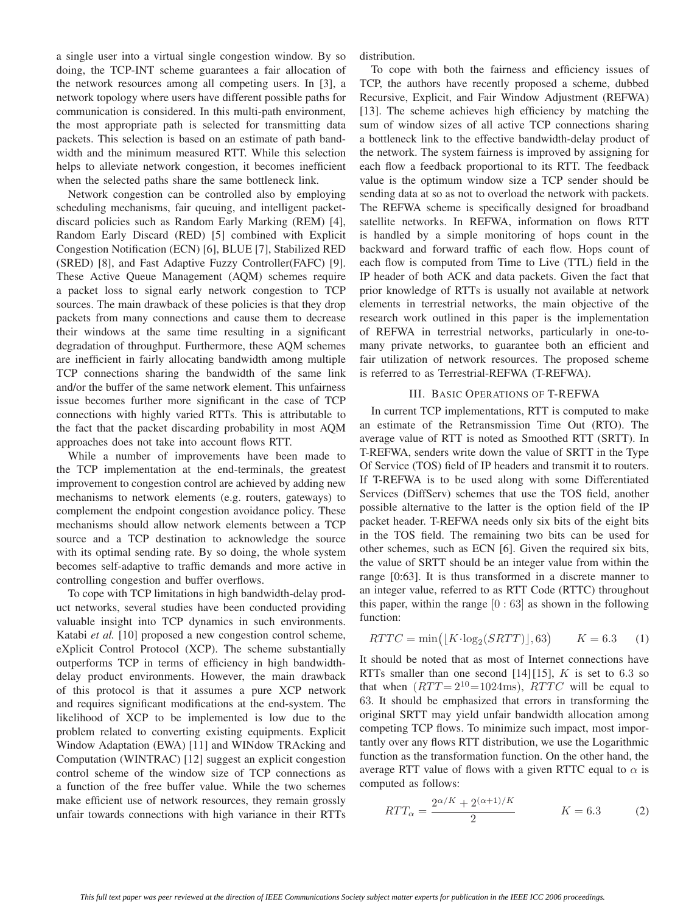a single user into a virtual single congestion window. By so doing, the TCP-INT scheme guarantees a fair allocation of the network resources among all competing users. In [3], a network topology where users have different possible paths for communication is considered. In this multi-path environment, the most appropriate path is selected for transmitting data packets. This selection is based on an estimate of path bandwidth and the minimum measured RTT. While this selection helps to alleviate network congestion, it becomes inefficient when the selected paths share the same bottleneck link.

Network congestion can be controlled also by employing scheduling mechanisms, fair queuing, and intelligent packet-discard policies such as Random Early Marking (REM) [4], Random Early Discard (RED) [5] combined with Explicit Congestion Notification (ECN) [6], BLUE [7], Stabilized RED (SRED) [8], and Fast Adaptive Fuzzy Controller(FAFC) [9]. These Active Queue Management (AQM) schemes require a packet loss to signal early network congestion to TCP sources. The main drawback of these policies is that they drop packets from many connections and cause them to decrease their windows at the same time resulting in a significant degradation of throughput. Furthermore, these AQM schemes are inefficient in fairly allocating bandwidth among multiple TCP connections sharing the bandwidth of the same link and/or the buffer of the same network element. This unfairness issue becomes further more significant in the case of TCP connections with highly varied RTTs. This is attributable to the fact that the packet discarding probability in most AQM approaches does not take into account flows RTT.

While a number of improvements have been made to the TCP implementation at the end-terminals, the greatest improvement to congestion control are achieved by adding new mechanisms to network elements (e.g. routers, gateways) to complement the endpoint congestion avoidance policy. These mechanisms should allow network elements between a TCP source and a TCP destination to acknowledge the source with its optimal sending rate. By so doing, the whole system becomes self-adaptive to traffic demands and more active in controlling congestion and buffer overflows.

To cope with TCP limitations in high bandwidth-delay product networks, several studies have been conducted providing valuable insight into TCP dynamics in such environments. Katabi *et al.* [10] proposed a new congestion control scheme, eXplicit Control Protocol (XCP). The scheme substantially outperforms TCP in terms of efficiency in high bandwidth-delay product environments. However, the main drawback of this protocol is that it assumes a pure XCP network and requires significant modifications at the end-system. The likelihood of XCP to be implemented is low due to the problem related to converting existing equipments. Explicit Window Adaptation (EWA) [11] and WINdow TRAcking and Computation (WINTRAC) [12] suggest an explicit congestion control scheme of the window size of TCP connections as a function of the free buffer value. While the two schemes make efficient use of network resources, they remain grossly unfair towards connections with high variance in their RTTs distribution.

To cope with both the fairness and efficiency issues of TCP, the authors have recently proposed a scheme, dubbed Recursive, Explicit, and Fair Window Adjustment (REFWA) [13]. The scheme achieves high efficiency by matching the sum of window sizes of all active TCP connections sharing a bottleneck link to the effective bandwidth-delay product of the network. The system fairness is improved by assigning for each flow a feedback proportional to its RTT. The feedback value is the optimum window size a TCP sender should be sending data at so as not to overload the network with packets. The REFWA scheme is specifically designed for broadband satellite networks. In REFWA, information on flows RTT is handled by a simple monitoring of hops count in the backward and forward traffic of each flow. Hops count of each flow is computed from Time to Live (TTL) field in the IP header of both ACK and data packets. Given the fact that prior knowledge of RTTs is usually not available at network elements in terrestrial networks, the main objective of the research work outlined in this paper is the implementation of REFWA in terrestrial networks, particularly in one-to-many private networks, to guarantee both an efficient and fair utilization of network resources. The proposed scheme is referred to as Terrestrial-REFWA (T-REFWA).

## III. Basic Operations of T-REFWA

In current TCP implementations, RTT is computed to make an estimate of the Retransmission Time Out (RTO). The average value of RTT is noted as Smoothed RTT (SRTT). In T-REFWA, senders write down the value of SRTT in the Type Of Service (TOS) field of IP headers and transmit it to routers. If T-REFWA is to be used along with some Differentiated Services (DiffServ) schemes that use the TOS field, another possible alternative to the latter is the option field of the IP packet header. T-REFWA needs only six bits of the eight bits in the TOS field. The remaining two bits can be used for other schemes, such as ECN [6]. Given the required six bits, the value of SRTT should be an integer value from within the range [0:63]. It is thus transformed in a discrete manner to an integer value, referred to as RTT Code (RTTC) throughout this paper, within the range $[0:63]$ as shown in the following function:

$$RTTC = \min\big(\lfloor K \cdot \log_2(SRTT) \rfloor, 63\big) \qquad K = 6.3 \qquad (1)$$

It should be noted that as most of Internet connections have RTTs smaller than one second [14][15], $K$ is set to 6.3 so that when ($RTT = 2^{10} = 1024$ms), $RTTC$ will be equal to 63. It should be emphasized that errors in transforming the original SRTT may yield unfair bandwidth allocation among competing TCP flows. To minimize such impact, most importantly over any flows RTT distribution, we use the Logarithmic function as the transformation function. On the other hand, the average RTT value of flows with a given RTTC equal to $\alpha$ is computed as follows:

$$RTT_\alpha = \frac{2^{\alpha/K} + 2^{(\alpha+1)/K}}{2} \qquad K = 6.3 \qquad (2)$$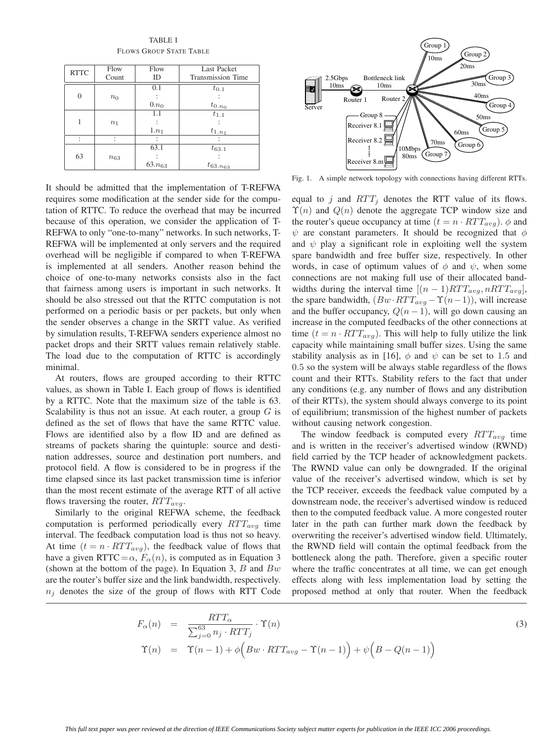TABLE I

FLOWS GROUP STATE TABLE

| RTTC | Flow Count | Flow ID | Last Packet Transmission Time |
|---|---|---|---|
| 0 | $n_0$ | 0.1<br>:<br>$0.n_0$ | $t_{0.1}$<br>:<br>$t_{0.n_0}$ |
| 1 | $n_1$ | 1.1<br>:<br>$1.n_1$ | $t_{1.1}$<br>:<br>$t_{1.n_1}$ |
| : | : | : | : |
| 63 | $n_{63}$ | 63.1<br>:<br>$63.n_{63}$ | $t_{63.1}$<br>:<br>$t_{63.n_{63}}$ |

Fig. 1. A simple network topology with connections having different RTTs.

It should be admitted that the implementation of T-REFWA requires some modification at the sender side for the computation of RTTC. To reduce the overhead that may be incurred because of this operation, we consider the application of T-REFWA to only "one-to-many" networks. In such networks, T-REFWA will be implemented at only servers and the required overhead will be negligible if compared to when T-REFWA is implemented at all senders. Another reason behind the choice of one-to-many networks consists also in the fact that fairness among users is important in such networks. It should be also stressed out that the RTTC computation is not performed on a periodic basis or per packets, but only when the sender observes a change in the SRTT value. As verified by simulation results, T-REFWA senders experience almost no packet drops and their SRTT values remain relatively stable. The load due to the computation of RTTC is accordingly minimal.

At routers, flows are grouped according to their RTTC values, as shown in Table I. Each group of flows is identified by a RTTC. Note that the maximum size of the table is 63. Scalability is thus not an issue. At each router, a group $G$ is defined as the set of flows that have the same RTTC value. Flows are identified also by a flow ID and are defined as streams of packets sharing the quintuple: source and destination addresses, source and destination port numbers, and protocol field. A flow is considered to be in progress if the time elapsed since its last packet transmission time is inferior than the most recent estimate of the average RTT of all active flows traversing the router, $RTT_{avg}$.

Similarly to the original REFWA scheme, the feedback computation is performed periodically every $RTT_{avg}$ time interval. The feedback computation load is thus not so heavy. At time $(t = n \cdot RTT_{avg})$, the feedback value of flows that have a given RTTC$=\alpha$, $F_\alpha(n)$, is computed as in Equation 3 (shown at the bottom of the page). In Equation 3, $B$ and $Bw$ are the router's buffer size and the link bandwidth, respectively. $n_j$ denotes the size of the group of flows with RTT Code equal to $j$ and $RTT_j$ denotes the RTT value of its flows. $\Upsilon(n)$ and $Q(n)$ denote the aggregate TCP window size and the router's queue occupancy at time $(t = n \cdot RTT_{avg})$. $\phi$ and $\psi$ are constant parameters. It should be recognized that $\phi$ and $\psi$ play a significant role in exploiting well the system spare bandwidth and free buffer size, respectively. In other words, in case of optimum values of $\phi$ and $\psi$, when some connections are not making full use of their allocated bandwidths during the interval time $[(n-1)RTT_{avg}, nRTT_{avg}]$, the spare bandwidth, $(Bw \cdot RTT_{avg} - \Upsilon(n-1))$, will increase and the buffer occupancy, $Q(n-1)$, will go down causing an increase in the computed feedbacks of the other connections at time $(t = n \cdot RTT_{avg})$. This will help to fully utilize the link capacity while maintaining small buffer sizes. Using the same stability analysis as in [16], $\phi$ and $\psi$ can be set to 1.5 and 0.5 so the system will be always stable regardless of the flows count and their RTTs. Stability refers to the fact that under any conditions (e.g. any number of flows and any distribution of their RTTs), the system should always converge to its point of equilibrium; transmission of the highest number of packets without causing network congestion.

The window feedback is computed every $RTT_{avg}$ time and is written in the receiver's advertised window (RWND) field carried by the TCP header of acknowledgment packets. The RWND value can only be downgraded. If the original value of the receiver's advertised window, which is set by the TCP receiver, exceeds the feedback value computed by a downstream node, the receiver's advertised window is reduced then to the computed feedback value. A more congested router later in the path can further mark down the feedback by overwriting the receiver's advertised window field. Ultimately, the RWND field will contain the optimal feedback from the bottleneck along the path. Therefore, given a specific router where the traffic concentrates at all time, we can get enough effects along with less implementation load by setting the proposed method at only that router. When the feedback

$$
\begin{aligned}
F_\alpha(n) &= \frac{RTT_\alpha}{\sum_{j=0}^{63} n_j \cdot RTT_j} \cdot \Upsilon(n) \\
\Upsilon(n) &= \Upsilon(n-1) + \phi\Big(Bw \cdot RTT_{avg} - \Upsilon(n-1)\Big) + \psi\Big(B - Q(n-1)\Big)
\end{aligned}
\tag{3}
$$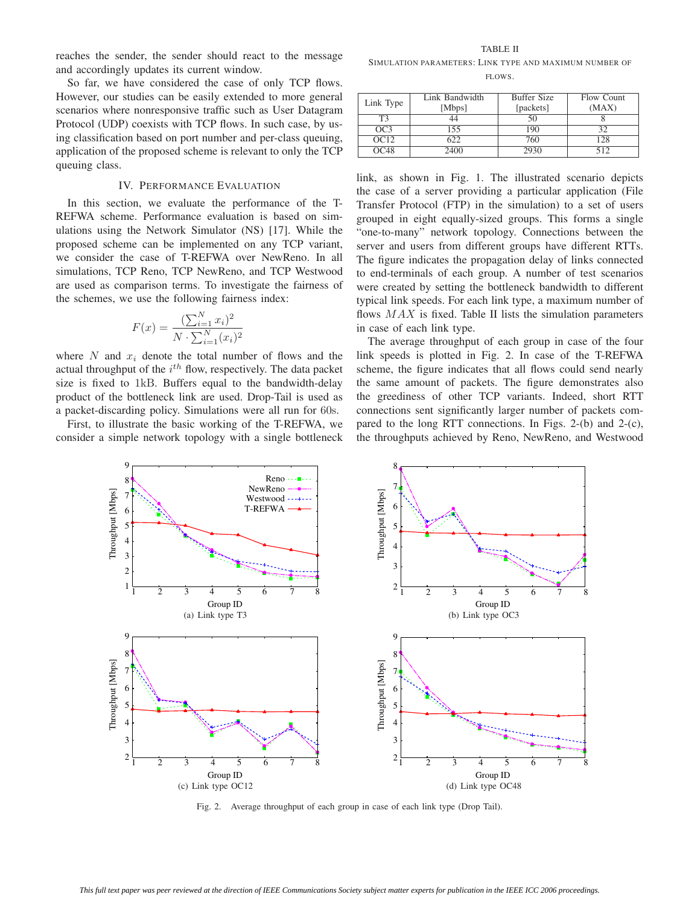reaches the sender, the sender should react to the message and accordingly updates its current window.

So far, we have considered the case of only TCP flows. However, our studies can be easily extended to more general scenarios where nonresponsive traffic such as User Datagram Protocol (UDP) coexists with TCP flows. In such case, by using classification based on port number and per-class queuing, application of the proposed scheme is relevant to only the TCP queuing class.

## IV. Performance Evaluation

In this section, we evaluate the performance of the T-REFWA scheme. Performance evaluation is based on simulations using the Network Simulator (NS) [17]. While the proposed scheme can be implemented on any TCP variant, we consider the case of T-REFWA over NewReno. In all simulations, TCP Reno, TCP NewReno, and TCP Westwood are used as comparison terms. To investigate the fairness of the schemes, we use the following fairness index:

$$F(x) = \frac{(\sum_{i=1}^{N} x_i)^2}{N \cdot \sum_{i=1}^{N} (x_i)^2}$$

where $N$ and $x_i$ denote the total number of flows and the actual throughput of the $i^{th}$ flow, respectively. The data packet size is fixed to 1kB. Buffers equal to the bandwidth-delay product of the bottleneck link are used. Drop-Tail is used as a packet-discarding policy. Simulations were all run for 60s.

First, to illustrate the basic working of the T-REFWA, we consider a simple network topology with a single bottleneck link, as shown in Fig. 1. The illustrated scenario depicts the case of a server providing a particular application (File Transfer Protocol (FTP) in the simulation) to a set of users grouped in eight equally-sized groups. This forms a single "one-to-many" network topology. Connections between the server and users from different groups have different RTTs. The figure indicates the propagation delay of links connected to end-terminals of each group. A number of test scenarios were created by setting the bottleneck bandwidth to different typical link speeds. For each link type, a maximum number of flows $MAX$ is fixed. Table II lists the simulation parameters in case of each link type.

TABLE II
Simulation parameters: Link type and maximum number of flows.

| Link Type | Link Bandwidth [Mbps] | Buffer Size [packets] | Flow Count (MAX) |
|---|---|---|---|
| T3 | 44 | 50 | 8 |
| OC3 | 155 | 190 | 32 |
| OC12 | 622 | 760 | 128 |
| OC48 | 2400 | 2930 | 512 |

The average throughput of each group in case of the four link speeds is plotted in Fig. 2. In case of the T-REFWA scheme, the figure indicates that all flows could send nearly the same amount of packets. The figure demonstrates also the greediness of other TCP variants. Indeed, short RTT connections sent significantly larger number of packets compared to the long RTT connections. In Figs. 2-(b) and 2-(c), the throughputs achieved by Reno, NewReno, and Westwood

(a) Link type T3

(b) Link type OC3

(c) Link type OC12

(d) Link type OC48

Fig. 2. Average throughput of each group in case of each link type (Drop Tail).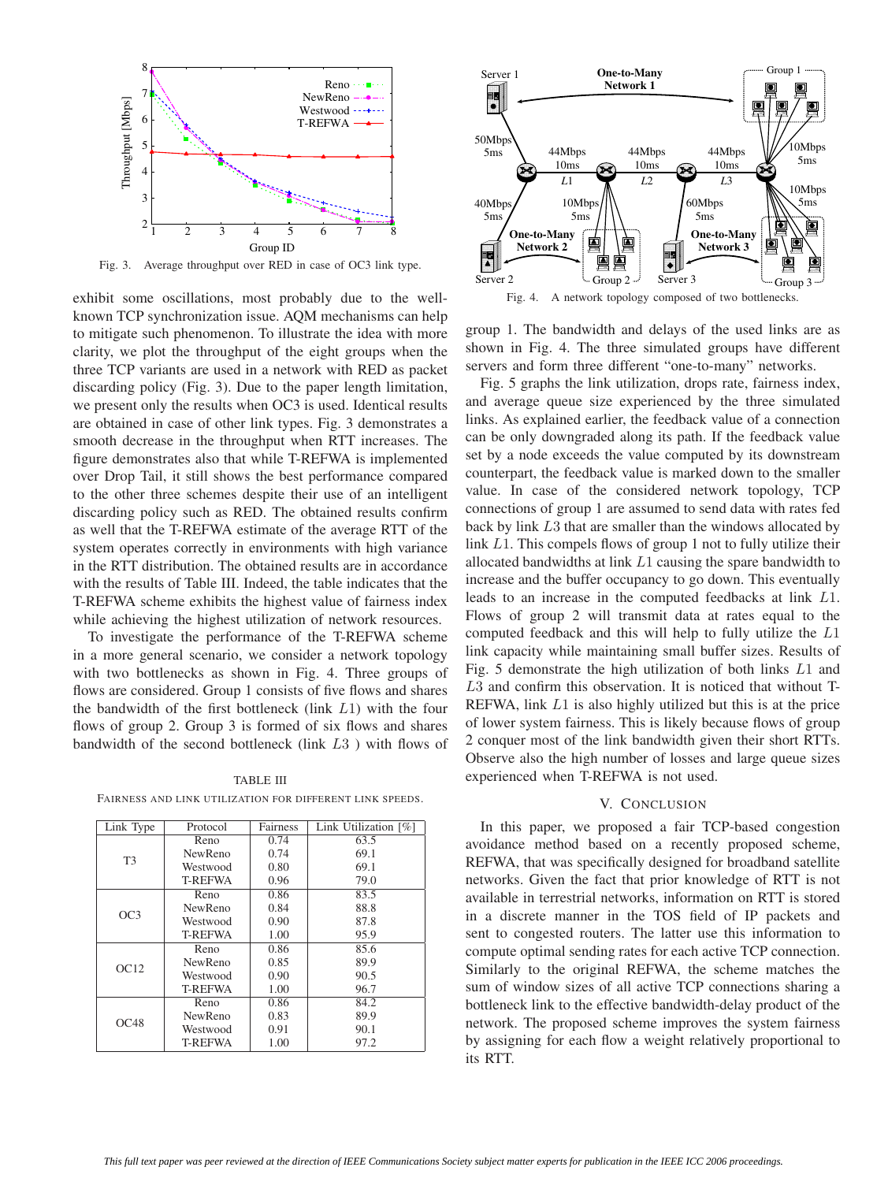Fig. 3. Average throughput over RED in case of OC3 link type.

exhibit some oscillations, most probably due to the well-known TCP synchronization issue. AQM mechanisms can help to mitigate such phenomenon. To illustrate the idea with more clarity, we plot the throughput of the eight groups when the three TCP variants are used in a network with RED as packet discarding policy (Fig. 3). Due to the paper length limitation, we present only the results when OC3 is used. Identical results are obtained in case of other link types. Fig. 3 demonstrates a smooth decrease in the throughput when RTT increases. The figure demonstrates also that while T-REFWA is implemented over Drop Tail, it still shows the best performance compared to the other three schemes despite their use of an intelligent discarding policy such as RED. The obtained results confirm as well that the T-REFWA estimate of the average RTT of the system operates correctly in environments with high variance in the RTT distribution. The obtained results are in accordance with the results of Table III. Indeed, the table indicates that the T-REFWA scheme exhibits the highest value of fairness index while achieving the highest utilization of network resources.

To investigate the performance of the T-REFWA scheme in a more general scenario, we consider a network topology with two bottlenecks as shown in Fig. 4. Three groups of flows are considered. Group 1 consists of five flows and shares the bandwidth of the first bottleneck (link $L1$) with the four flows of group 2. Group 3 is formed of six flows and shares bandwidth of the second bottleneck (link $L3$ ) with flows of group 1. The bandwidth and delays of the used links are as shown in Fig. 4. The three simulated groups have different servers and form three different "one-to-many" networks.

TABLE III

FAIRNESS AND LINK UTILIZATION FOR DIFFERENT LINK SPEEDS.

| Link Type | Protocol | Fairness | Link Utilization [%] |
|---|---|---|---|
| T3 | Reno | 0.74 | 63.5 |
| | NewReno | 0.74 | 69.1 |
| | Westwood | 0.80 | 69.1 |
| | T-REFWA | 0.96 | 79.0 |
| OC3 | Reno | 0.86 | 83.5 |
| | NewReno | 0.84 | 88.8 |
| | Westwood | 0.90 | 87.8 |
| | T-REFWA | 1.00 | 95.9 |
| OC12 | Reno | 0.86 | 85.6 |
| | NewReno | 0.85 | 89.9 |
| | Westwood | 0.90 | 90.5 |
| | T-REFWA | 1.00 | 96.7 |
| OC48 | Reno | 0.86 | 84.2 |
| | NewReno | 0.83 | 89.9 |
| | Westwood | 0.91 | 90.1 |
| | T-REFWA | 1.00 | 97.2 |

Fig. 4. A network topology composed of two bottlenecks.

Fig. 5 graphs the link utilization, drops rate, fairness index, and average queue size experienced by the three simulated links. As explained earlier, the feedback value of a connection can be only downgraded along its path. If the feedback value set by a node exceeds the value computed by its downstream counterpart, the feedback value is marked down to the smaller value. In case of the considered network topology, TCP connections of group 1 are assumed to send data with rates fed back by link $L3$ that are smaller than the windows allocated by link $L1$. This compels flows of group 1 not to fully utilize their allocated bandwidths at link $L1$ causing the spare bandwidth to increase and the buffer occupancy to go down. This eventually leads to an increase in the computed feedbacks at link $L1$. Flows of group 2 will transmit data at rates equal to the computed feedback and this will help to fully utilize the $L1$ link capacity while maintaining small buffer sizes. Results of Fig. 5 demonstrate the high utilization of both links $L1$ and $L3$ and confirm this observation. It is noticed that without T-REFWA, link $L1$ is also highly utilized but this is at the price of lower system fairness. This is likely because flows of group 2 conquer most of the link bandwidth given their short RTTs. Observe also the high number of losses and large queue sizes experienced when T-REFWA is not used.

## V. Conclusion

In this paper, we proposed a fair TCP-based congestion avoidance method based on a recently proposed scheme, REFWA, that was specifically designed for broadband satellite networks. Given the fact that prior knowledge of RTT is not available in terrestrial networks, information on RTT is stored in a discrete manner in the TOS field of IP packets and sent to congested routers. The latter use this information to compute optimal sending rates for each active TCP connection. Similarly to the original REFWA, the scheme matches the sum of window sizes of all active TCP connections sharing a bottleneck link to the effective bandwidth-delay product of the network. The proposed scheme improves the system fairness by assigning for each flow a weight relatively proportional to its RTT.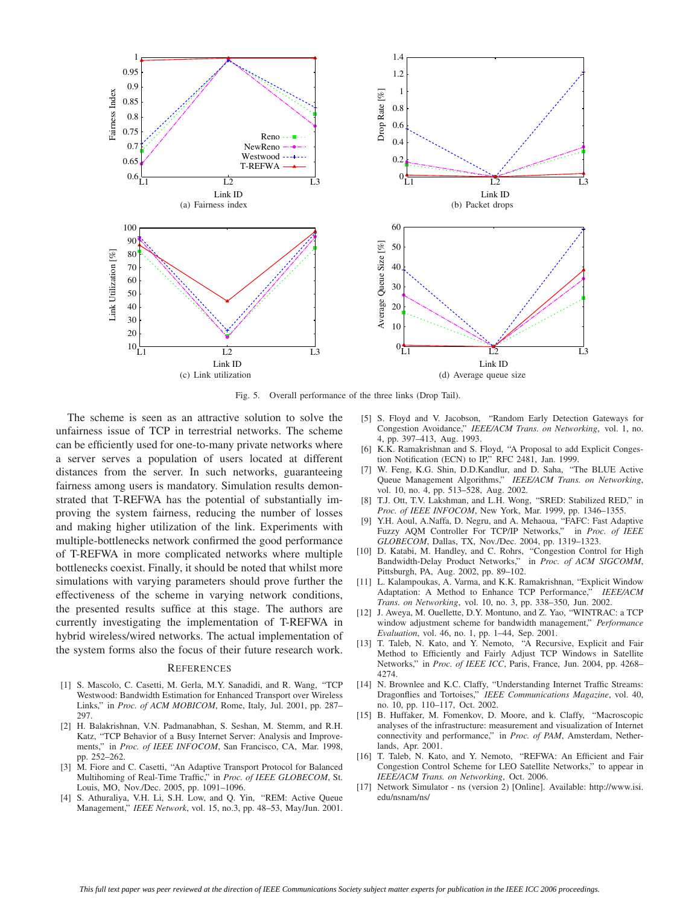Fairness Index

1
0.95
0.9
0.85
0.8
0.75
0.7
0.65
0.6

L1 L2 L3

Link ID

Reno
NewReno
Westwood
T-REFWA

(a) Fairness index

Drop Rate [%]

1.4
1.2
1
0.8
0.6
0.4
0.2
0

L1 L2 L3

Link ID

(b) Packet drops

Link Utilization [%]

100
90
80
70
60
50
40
30
20
10

L1 L2 L3

Link ID

(c) Link utilization

Average Queue Size [%]

60
50
40
30
20
10
0

L1 L2 L3

Link ID

(d) Average queue size

Fig. 5. Overall performance of the three links (Drop Tail).

The scheme is seen as an attractive solution to solve the unfairness issue of TCP in terrestrial networks. The scheme can be efficiently used for one-to-many private networks where a server serves a population of users located at different distances from the server. In such networks, guaranteeing fairness among users is mandatory. Simulation results demonstrated that T-REFWA has the potential of substantially improving the system fairness, reducing the number of losses and making higher utilization of the link. Experiments with multiple-bottlenecks network confirmed the good performance of T-REFWA in more complicated networks where multiple bottlenecks coexist. Finally, it should be noted that whilst more simulations with varying parameters should prove further the effectiveness of the scheme in varying network conditions, the presented results suffice at this stage. The authors are currently investigating the implementation of T-REFWA in hybrid wireless/wired networks. The actual implementation of the system forms also the focus of their future research work.

## REFERENCES

[1] S. Mascolo, C. Casetti, M. Gerla, M.Y. Sanadidi, and R. Wang, "TCP Westwood: Bandwidth Estimation for Enhanced Transport over Wireless Links," in *Proc. of ACM MOBICOM*, Rome, Italy, Jul. 2001, pp. 287–297.

[2] H. Balakrishnan, V.N. Padmanabhan, S. Seshan, M. Stemm, and R.H. Katz, "TCP Behavior of a Busy Internet Server: Analysis and Improvements," in *Proc. of IEEE INFOCOM*, San Francisco, CA, Mar. 1998, pp. 252–262.

[3] M. Fiore and C. Casetti, "An Adaptive Transport Protocol for Balanced Multihoming of Real-Time Traffic," in *Proc. of IEEE GLOBECOM*, St. Louis, MO, Nov./Dec. 2005, pp. 1091–1096.

[4] S. Athuraliya, V.H. Li, S.H. Low, and Q. Yin, "REM: Active Queue Management," *IEEE Network*, vol. 15, no.3, pp. 48–53, May/Jun. 2001.

[5] S. Floyd and V. Jacobson, "Random Early Detection Gateways for Congestion Avoidance," *IEEE/ACM Trans. on Networking*, vol. 1, no. 4, pp. 397–413, Aug. 1993.

[6] K.K. Ramakrishnan and S. Floyd, "A Proposal to add Explicit Congestion Notification (ECN) to IP," RFC 2481, Jan. 1999.

[7] W. Feng, K.G. Shin, D.D.Kandlur, and D. Saha, "The BLUE Active Queue Management Algorithms," *IEEE/ACM Trans. on Networking*, vol. 10, no. 4, pp. 513–528, Aug. 2002.

[8] T.J. Ott, T.V. Lakshman, and L.H. Wong, "SRED: Stabilized RED," in *Proc. of IEEE INFOCOM*, New York, Mar. 1999, pp. 1346–1355.

[9] Y.H. Aoul, A.Naffa, D. Negru, and A. Mehaoua, "FAFC: Fast Adaptive Fuzzy AQM Controller For TCP/IP Networks," in *Proc. of IEEE GLOBECOM*, Dallas, TX, Nov./Dec. 2004, pp. 1319–1323.

[10] D. Katabi, M. Handley, and C. Rohrs, "Congestion Control for High Bandwidth-Delay Product Networks," in *Proc. of ACM SIGCOMM*, Pittsburgh, PA, Aug. 2002, pp. 89–102.

[11] L. Kalampoukas, A. Varma, and K.K. Ramakrishnan, "Explicit Window Adaptation: A Method to Enhance TCP Performance," *IEEE/ACM Trans. on Networking*, vol. 10, no. 3, pp. 338–350, Jun. 2002.

[12] J. Aweya, M. Ouellette, D.Y. Montuno, and Z. Yao, "WINTRAC: a TCP window adjustment scheme for bandwidth management," *Performance Evaluation*, vol. 46, no. 1, pp. 1–44, Sep. 2001.

[13] T. Taleb, N. Kato, and Y. Nemoto, "A Recursive, Explicit and Fair Method to Efficiently and Fairly Adjust TCP Windows in Satellite Networks," in *Proc. of IEEE ICC*, Paris, France, Jun. 2004, pp. 4268–4274.

[14] N. Brownlee and K.C. Claffy, "Understanding Internet Traffic Streams: Dragonflies and Tortoises," *IEEE Communications Magazine*, vol. 40, no. 10, pp. 110–117, Oct. 2002.

[15] B. Huffaker, M. Fomenkov, D. Moore, and k. Claffy, "Macroscopic analyses of the infrastructure: measurement and visualization of Internet connectivity and performance," in *Proc. of PAM*, Amsterdam, Netherlands, Apr. 2001.

[16] T. Taleb, N. Kato, and Y. Nemoto, "REFWA: An Efficient and Fair Congestion Control Scheme for LEO Satellite Networks," to appear in *IEEE/ACM Trans. on Networking*, Oct. 2006.

[17] Network Simulator - ns (version 2) [Online]. Available: http://www.isi.edu/nsnam/ns/